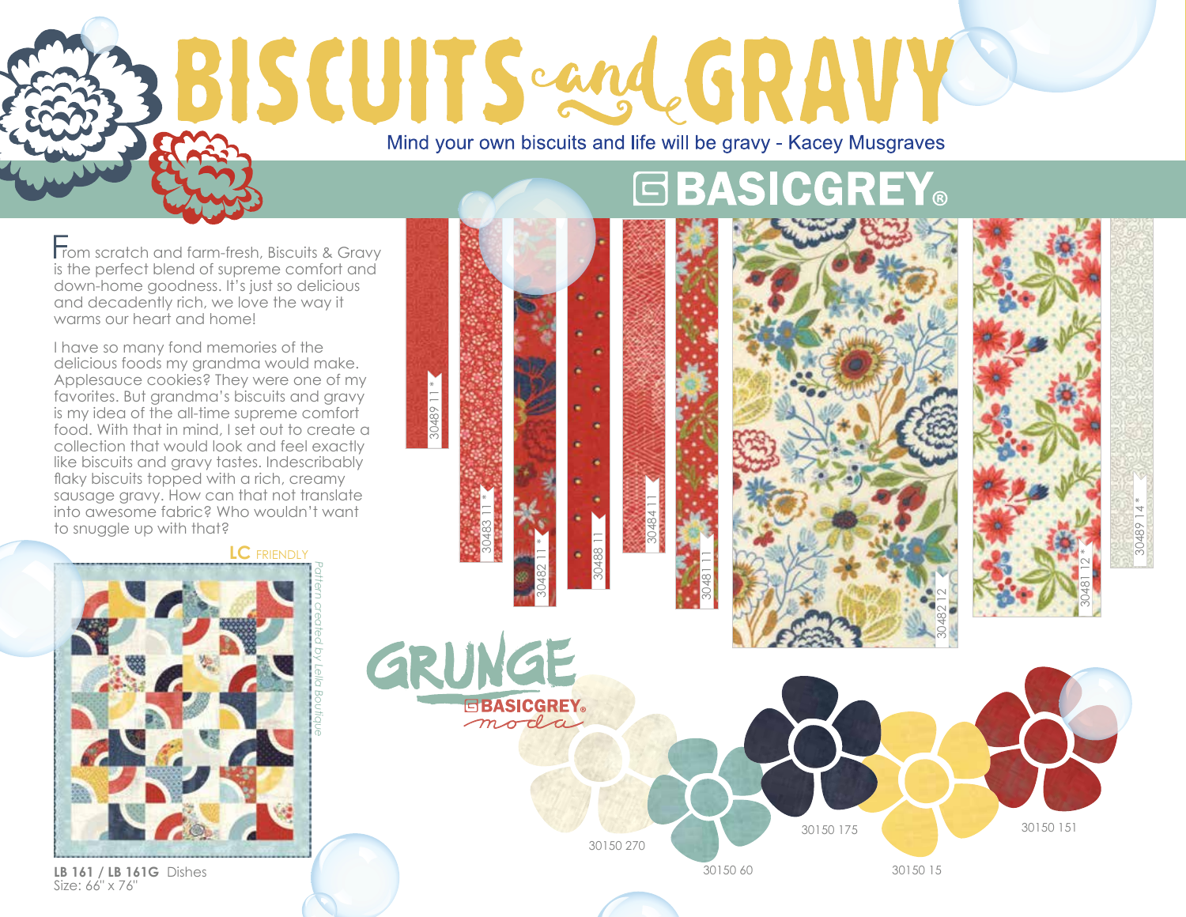# BISCUITS and GRAVY

Mind your own biscuits and life will be gravy - Kacey Musgraves

## BASICGREY®

From scratch and farm-fresh, Biscuits & Gravy is the perfect blend of supreme comfort and down-home goodness. It's just so delicious and decadently rich, we love the way it warms our heart and home!

I have so many fond memories of the delicious foods my grandma would make. Applesauce cookies? They were one of my favorites. But grandma's biscuits and gravy is my idea of the all-time supreme comfort food. With that in mind, I set out to create a collection that would look and feel exactly like biscuits and gravy tastes. Indescribably flaky biscuits topped with a rich, creamy sausage gravy. How can that not translate into awesome fabric? Who wouldn't want to snuggle up with that?

LC FRIENDLY

*Pattern created by Lella Boutique*

**LB 161 / LB 161G** Dishes
Size: 66" x 76"

30489 11 *
30483 11 *
30482 11 *
30488 11
30484 11
30481 11
30482 12
30481 12 *
30489 14 *

GRUNGE
BASICGREY®
moda

30150 270
30150 60
30150 175
30150 15
30150 151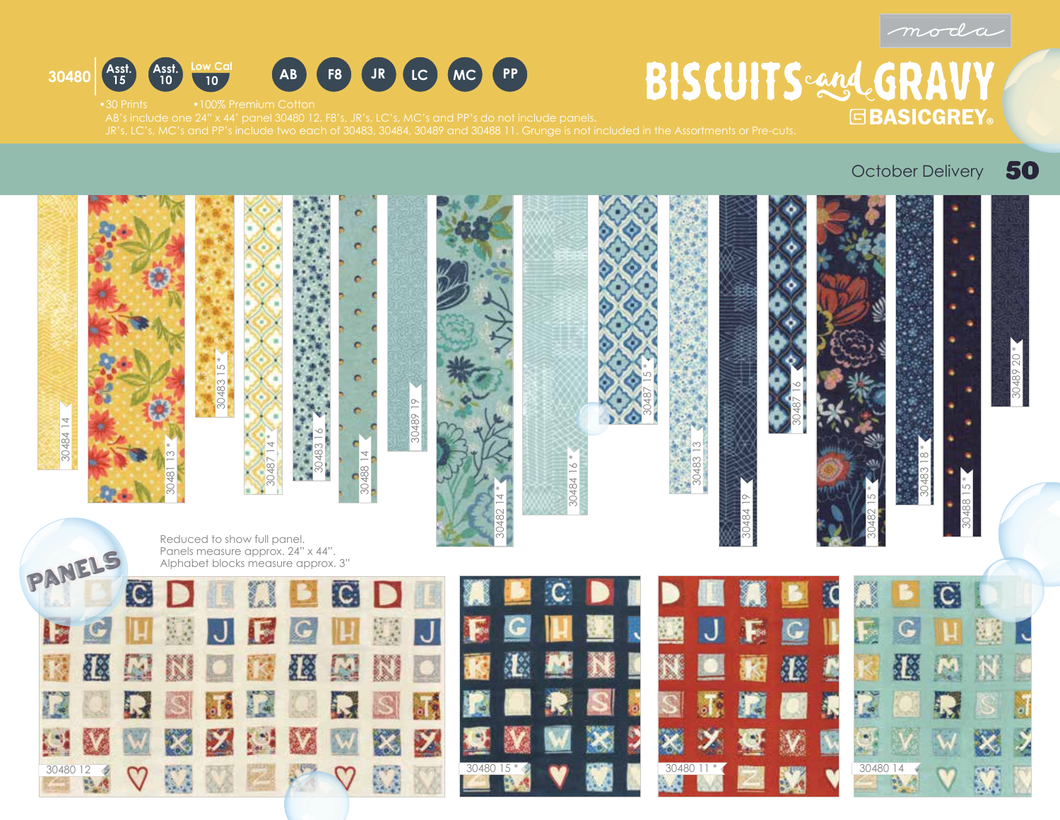moda

# BISCUITS and GRAVY

BASICGREY®

30480 | Asst. 15 | Asst. 10 | Low Cal 10 | AB | F8 | JR | LC | MC | PP

•30 Prints •100% Premium Cotton

AB's include one 24" x 44' panel 30480 12. F8's, JR's, LC's, MC's and PP's do not include panels.
JR's, LC's, MC's and PP's include two each of 30483, 30484, 30489 and 30488 11. Grunge is not included in the Assortments or Pre-cuts.

October Delivery

30484 14
30481 13 *
30483 15 *
30487 14 *
30483 16
30488 14
30489 19
30482 14 *
30484 16 *
30487 15 *
30483 13
30484 19
30487 16
30482 15 *
30483 18 *
30488 15 *
30489 20 *

PANELS

Reduced to show full panel.
Panels measure approx. 24" x 44".
Alphabet blocks measure approx. 3"

30480 12
30480 15 *
30480 11 *
30480 14